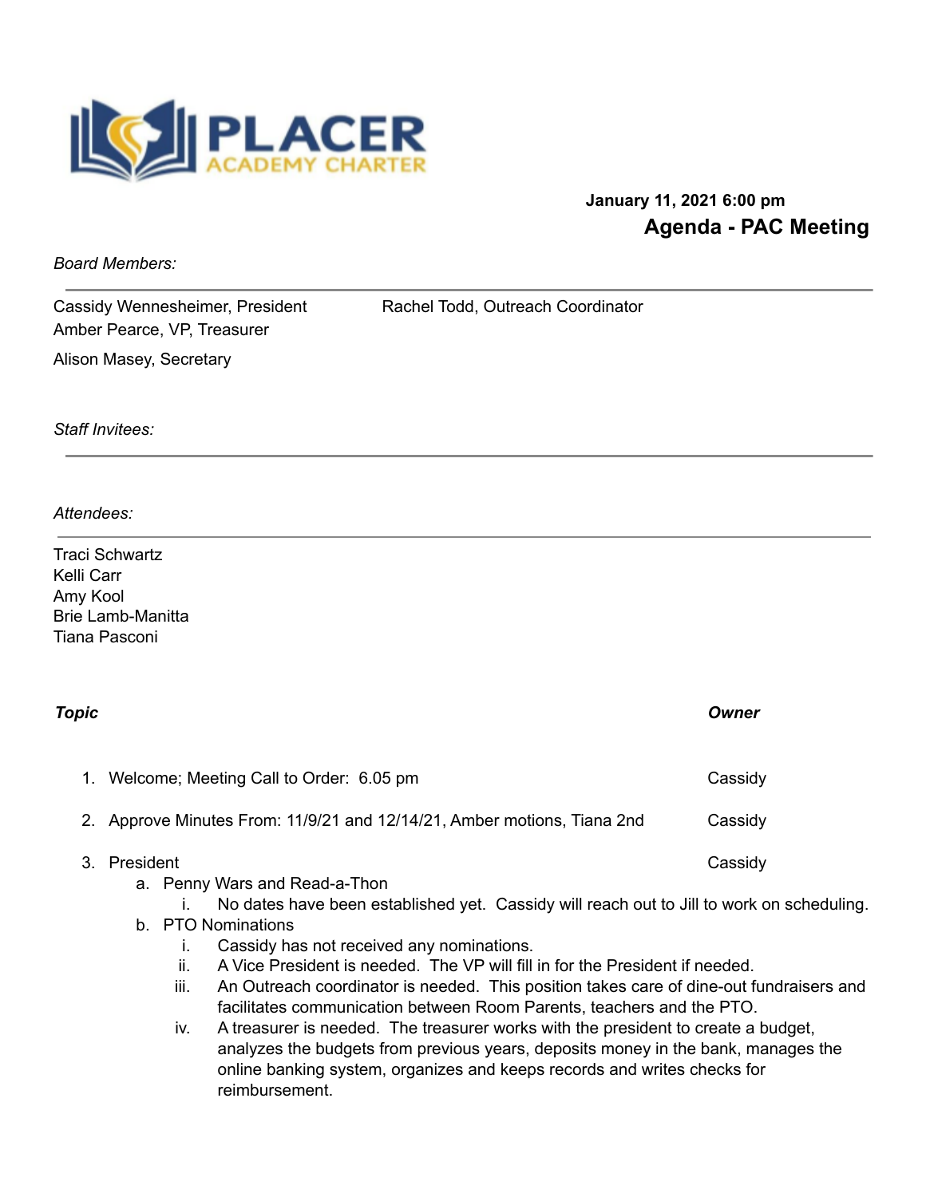PLACER
ACADEMY CHARTER

**January 11, 2021 6:00 pm**

## Agenda - PAC Meeting

*Board Members:*

Cassidy Wennesheimer, President
Amber Pearce, VP, Treasurer
Alison Masey, Secretary
Rachel Todd, Outreach Coordinator

*Staff Invitees:*

*Attendees:*

Traci Schwartz
Kelli Carr
Amy Kool
Brie Lamb-Manitta
Tiana Pasconi

| ***Topic*** | ***Owner*** |
|---|---|
| 1. Welcome; Meeting Call to Order: 6.05 pm | Cassidy |
| 2. Approve Minutes From: 11/9/21 and 12/14/21, Amber motions, Tiana 2nd | Cassidy |
| 3. President | Cassidy |

a. Penny Wars and Read-a-Thon
    i. No dates have been established yet. Cassidy will reach out to Jill to work on scheduling.

b. PTO Nominations
    i. Cassidy has not received any nominations.
    ii. A Vice President is needed. The VP will fill in for the President if needed.
    iii. An Outreach coordinator is needed. This position takes care of dine-out fundraisers and facilitates communication between Room Parents, teachers and the PTO.
    iv. A treasurer is needed. The treasurer works with the president to create a budget, analyzes the budgets from previous years, deposits money in the bank, manages the online banking system, organizes and keeps records and writes checks for reimbursement.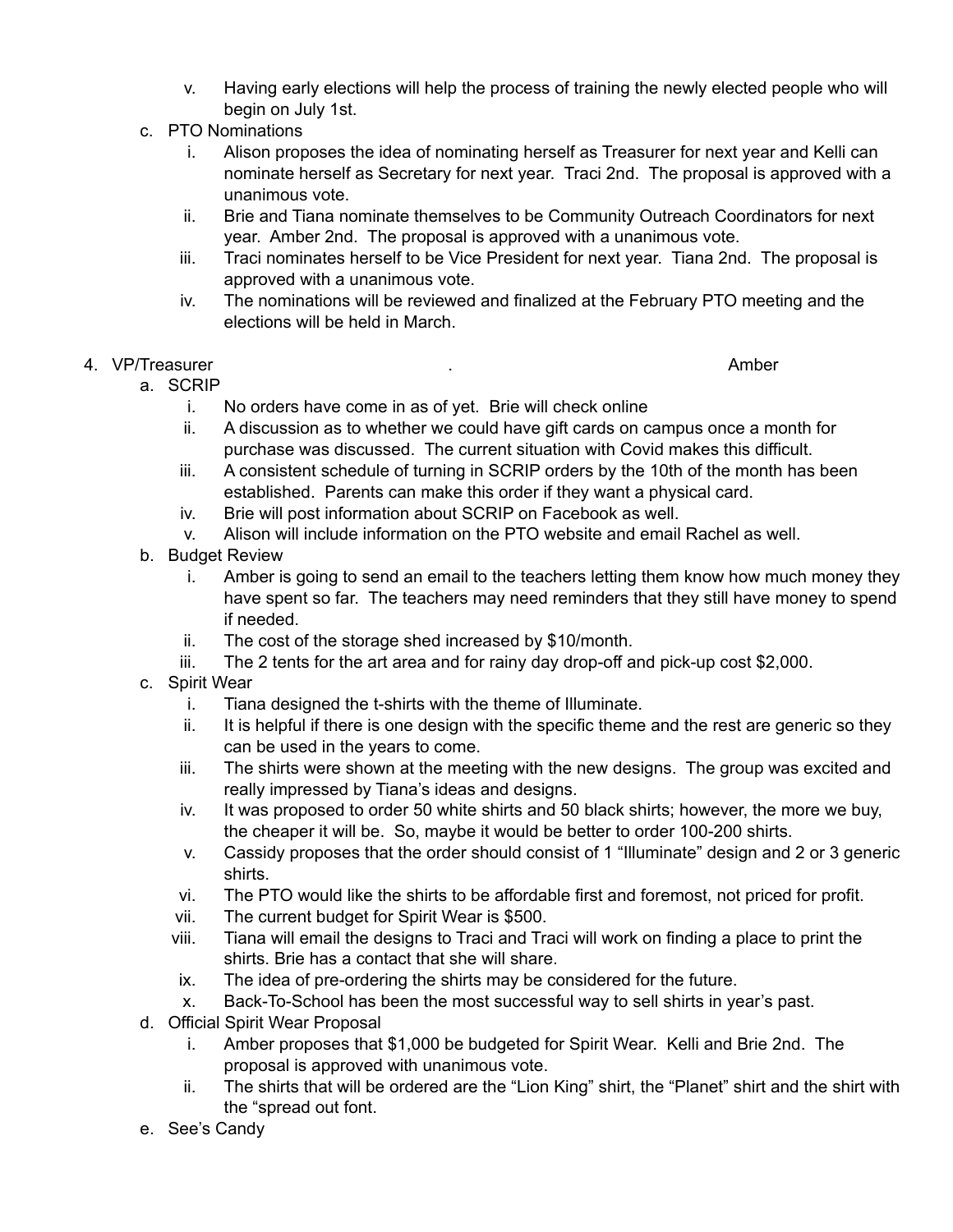v. Having early elections will help the process of training the newly elected people who will begin on July 1st.

c. PTO Nominations
   i. Alison proposes the idea of nominating herself as Treasurer for next year and Kelli can nominate herself as Secretary for next year. Traci 2nd. The proposal is approved with a unanimous vote.
   ii. Brie and Tiana nominate themselves to be Community Outreach Coordinators for next year. Amber 2nd. The proposal is approved with a unanimous vote.
   iii. Traci nominates herself to be Vice President for next year. Tiana 2nd. The proposal is approved with a unanimous vote.
   iv. The nominations will be reviewed and finalized at the February PTO meeting and the elections will be held in March.

4. VP/Treasurer . Amber
   a. SCRIP
      i. No orders have come in as of yet. Brie will check online
      ii. A discussion as to whether we could have gift cards on campus once a month for purchase was discussed. The current situation with Covid makes this difficult.
      iii. A consistent schedule of turning in SCRIP orders by the 10th of the month has been established. Parents can make this order if they want a physical card.
      iv. Brie will post information about SCRIP on Facebook as well.
      v. Alison will include information on the PTO website and email Rachel as well.
   b. Budget Review
      i. Amber is going to send an email to the teachers letting them know how much money they have spent so far. The teachers may need reminders that they still have money to spend if needed.
      ii. The cost of the storage shed increased by $10/month.
      iii. The 2 tents for the art area and for rainy day drop-off and pick-up cost $2,000.
   c. Spirit Wear
      i. Tiana designed the t-shirts with the theme of Illuminate.
      ii. It is helpful if there is one design with the specific theme and the rest are generic so they can be used in the years to come.
      iii. The shirts were shown at the meeting with the new designs. The group was excited and really impressed by Tiana's ideas and designs.
      iv. It was proposed to order 50 white shirts and 50 black shirts; however, the more we buy, the cheaper it will be. So, maybe it would be better to order 100-200 shirts.
      v. Cassidy proposes that the order should consist of 1 "Illuminate" design and 2 or 3 generic shirts.
      vi. The PTO would like the shirts to be affordable first and foremost, not priced for profit.
      vii. The current budget for Spirit Wear is $500.
      viii. Tiana will email the designs to Traci and Traci will work on finding a place to print the shirts. Brie has a contact that she will share.
      ix. The idea of pre-ordering the shirts may be considered for the future.
      x. Back-To-School has been the most successful way to sell shirts in year's past.
   d. Official Spirit Wear Proposal
      i. Amber proposes that $1,000 be budgeted for Spirit Wear. Kelli and Brie 2nd. The proposal is approved with unanimous vote.
      ii. The shirts that will be ordered are the "Lion King" shirt, the "Planet" shirt and the shirt with the "spread out font.
   e. See's Candy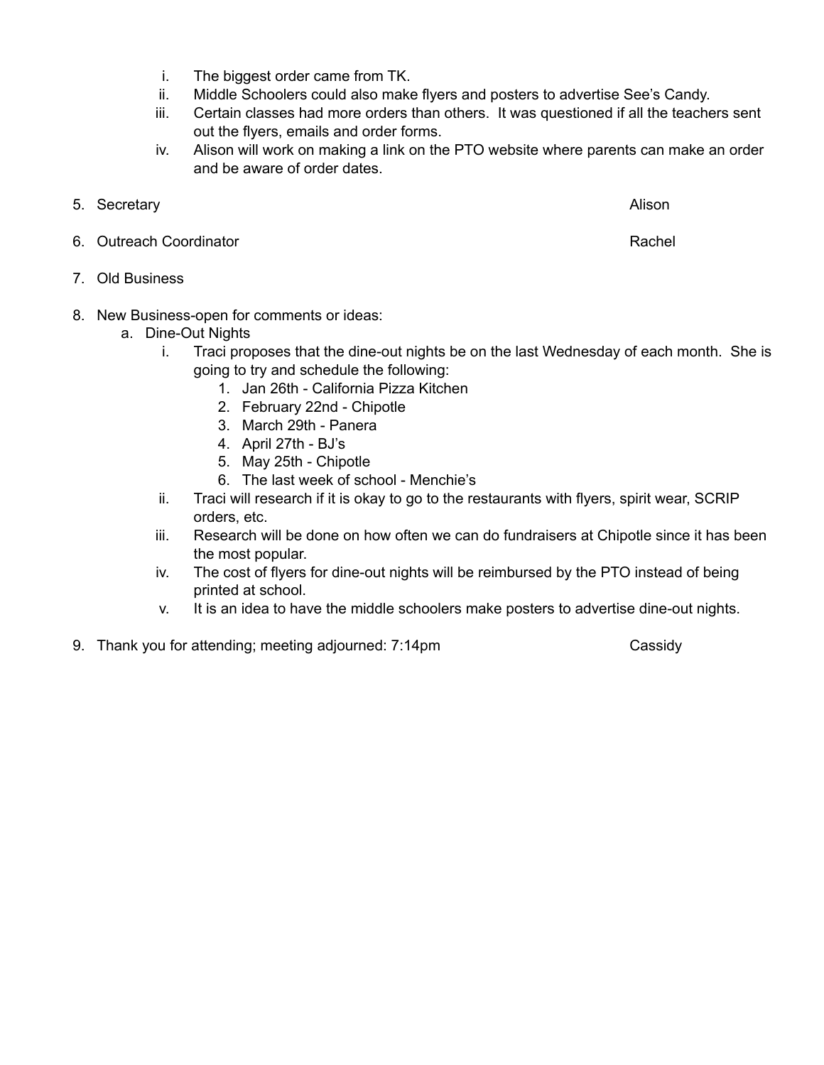i. The biggest order came from TK.
   ii. Middle Schoolers could also make flyers and posters to advertise See's Candy.
   iii. Certain classes had more orders than others. It was questioned if all the teachers sent out the flyers, emails and order forms.
   iv. Alison will work on making a link on the PTO website where parents can make an order and be aware of order dates.

5. Secretary — Alison

6. Outreach Coordinator — Rachel

7. Old Business

8. New Business-open for comments or ideas:
   a. Dine-Out Nights
      i. Traci proposes that the dine-out nights be on the last Wednesday of each month. She is going to try and schedule the following:
         1. Jan 26th - California Pizza Kitchen
         2. February 22nd - Chipotle
         3. March 29th - Panera
         4. April 27th - BJ's
         5. May 25th - Chipotle
         6. The last week of school - Menchie's
      ii. Traci will research if it is okay to go to the restaurants with flyers, spirit wear, SCRIP orders, etc.
      iii. Research will be done on how often we can do fundraisers at Chipotle since it has been the most popular.
      iv. The cost of flyers for dine-out nights will be reimbursed by the PTO instead of being printed at school.
      v. It is an idea to have the middle schoolers make posters to advertise dine-out nights.

9. Thank you for attending; meeting adjourned: 7:14pm — Cassidy